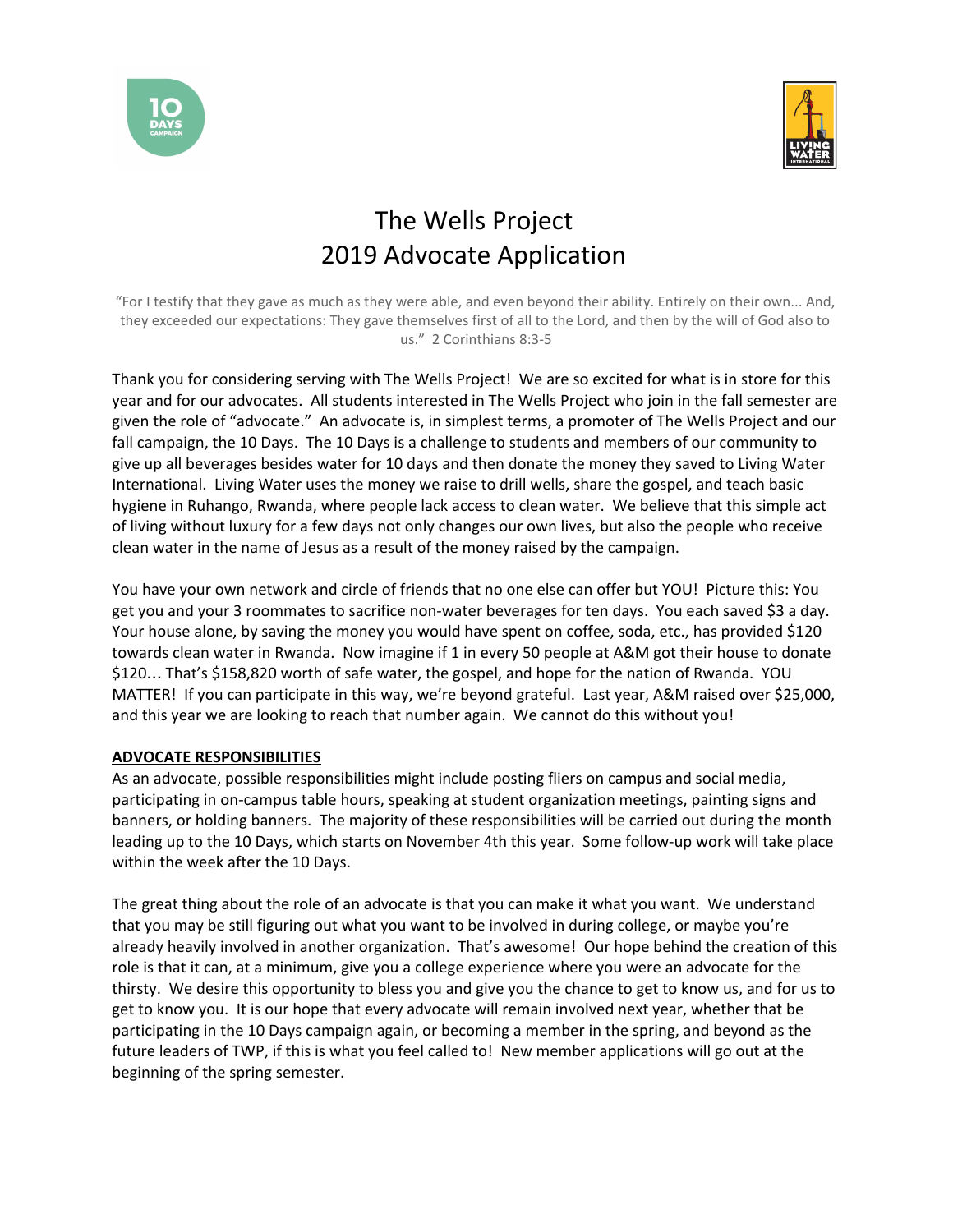# The Wells Project
# 2019 Advocate Application

"For I testify that they gave as much as they were able, and even beyond their ability. Entirely on their own... And, they exceeded our expectations: They gave themselves first of all to the Lord, and then by the will of God also to us." 2 Corinthians 8:3-5

Thank you for considering serving with The Wells Project! We are so excited for what is in store for this year and for our advocates. All students interested in The Wells Project who join in the fall semester are given the role of "advocate." An advocate is, in simplest terms, a promoter of The Wells Project and our fall campaign, the 10 Days. The 10 Days is a challenge to students and members of our community to give up all beverages besides water for 10 days and then donate the money they saved to Living Water International. Living Water uses the money we raise to drill wells, share the gospel, and teach basic hygiene in Ruhango, Rwanda, where people lack access to clean water. We believe that this simple act of living without luxury for a few days not only changes our own lives, but also the people who receive clean water in the name of Jesus as a result of the money raised by the campaign.

You have your own network and circle of friends that no one else can offer but YOU! Picture this: You get you and your 3 roommates to sacrifice non-water beverages for ten days. You each saved $3 a day. Your house alone, by saving the money you would have spent on coffee, soda, etc., has provided $120 towards clean water in Rwanda. Now imagine if 1 in every 50 people at A&M got their house to donate $120… That's $158,820 worth of safe water, the gospel, and hope for the nation of Rwanda. YOU MATTER! If you can participate in this way, we're beyond grateful. Last year, A&M raised over $25,000, and this year we are looking to reach that number again. We cannot do this without you!

**ADVOCATE RESPONSIBILITIES**

As an advocate, possible responsibilities might include posting fliers on campus and social media, participating in on-campus table hours, speaking at student organization meetings, painting signs and banners, or holding banners. The majority of these responsibilities will be carried out during the month leading up to the 10 Days, which starts on November 4th this year. Some follow-up work will take place within the week after the 10 Days.

The great thing about the role of an advocate is that you can make it what you want. We understand that you may be still figuring out what you want to be involved in during college, or maybe you're already heavily involved in another organization. That's awesome! Our hope behind the creation of this role is that it can, at a minimum, give you a college experience where you were an advocate for the thirsty. We desire this opportunity to bless you and give you the chance to get to know us, and for us to get to know you. It is our hope that every advocate will remain involved next year, whether that be participating in the 10 Days campaign again, or becoming a member in the spring, and beyond as the future leaders of TWP, if this is what you feel called to! New member applications will go out at the beginning of the spring semester.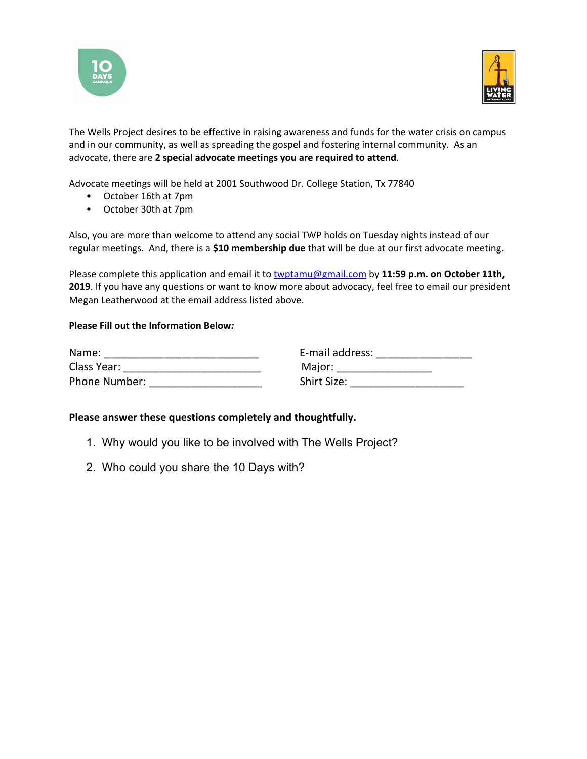The Wells Project desires to be effective in raising awareness and funds for the water crisis on campus and in our community, as well as spreading the gospel and fostering internal community. As an advocate, there are **2 special advocate meetings you are required to attend**.

Advocate meetings will be held at 2001 Southwood Dr. College Station, Tx 77840

- October 16th at 7pm
- October 30th at 7pm

Also, you are more than welcome to attend any social TWP holds on Tuesday nights instead of our regular meetings. And, there is a **$10 membership due** that will be due at our first advocate meeting.

Please complete this application and email it to twptamu@gmail.com by **11:59 p.m. on October 11th, 2019**. If you have any questions or want to know more about advocacy, feel free to email our president Megan Leatherwood at the email address listed above.

**Please Fill out the Information Below*:***

Name: ___________________________

Class Year: ________________________

Phone Number: ____________________

E-mail address: ________________

Major: ________________

Shirt Size: ___________________

**Please answer these questions completely and thoughtfully.**

1. Why would you like to be involved with The Wells Project?
2. Who could you share the 10 Days with?